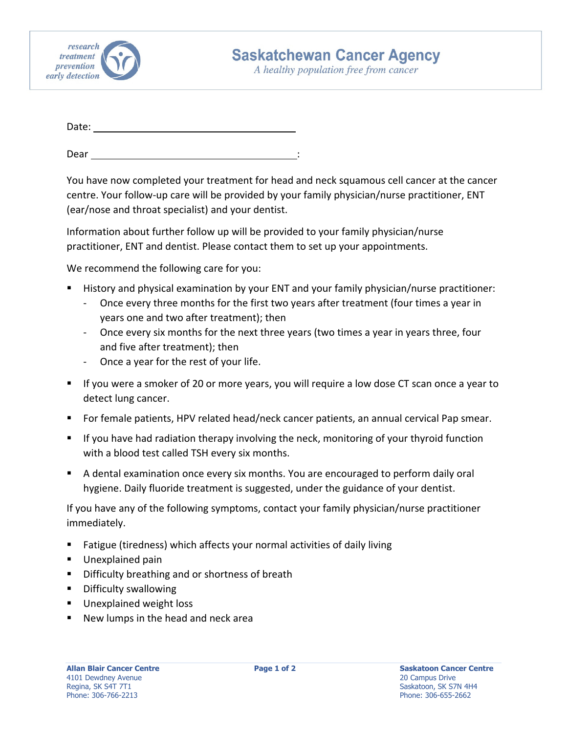research
treatment
prevention
early detection

# Saskatchewan Cancer Agency

*A healthy population free from cancer*

Date: ______________________________

Dear ______________________________:

You have now completed your treatment for head and neck squamous cell cancer at the cancer centre. Your follow-up care will be provided by your family physician/nurse practitioner, ENT (ear/nose and throat specialist) and your dentist.

Information about further follow up will be provided to your family physician/nurse practitioner, ENT and dentist. Please contact them to set up your appointments.

We recommend the following care for you:

- History and physical examination by your ENT and your family physician/nurse practitioner:
  - Once every three months for the first two years after treatment (four times a year in years one and two after treatment); then
  - Once every six months for the next three years (two times a year in years three, four and five after treatment); then
  - Once a year for the rest of your life.
- If you were a smoker of 20 or more years, you will require a low dose CT scan once a year to detect lung cancer.
- For female patients, HPV related head/neck cancer patients, an annual cervical Pap smear.
- If you have had radiation therapy involving the neck, monitoring of your thyroid function with a blood test called TSH every six months.
- A dental examination once every six months. You are encouraged to perform daily oral hygiene. Daily fluoride treatment is suggested, under the guidance of your dentist.

If you have any of the following symptoms, contact your family physician/nurse practitioner immediately.

- Fatigue (tiredness) which affects your normal activities of daily living
- Unexplained pain
- Difficulty breathing and or shortness of breath
- Difficulty swallowing
- Unexplained weight loss
- New lumps in the head and neck area

**Allan Blair Cancer Centre**
4101 Dewdney Avenue
Regina, SK S4T 7T1
Phone: 306-766-2213

**Saskatoon Cancer Centre**
20 Campus Drive
Saskatoon, SK S7N 4H4
Phone: 306-655-2662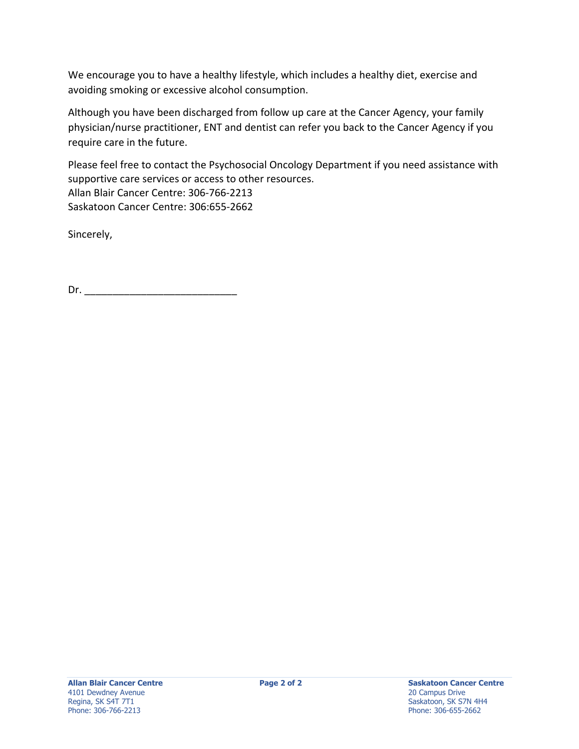We encourage you to have a healthy lifestyle, which includes a healthy diet, exercise and avoiding smoking or excessive alcohol consumption.

Although you have been discharged from follow up care at the Cancer Agency, your family physician/nurse practitioner, ENT and dentist can refer you back to the Cancer Agency if you require care in the future.

Please feel free to contact the Psychosocial Oncology Department if you need assistance with supportive care services or access to other resources.
Allan Blair Cancer Centre: 306-766-2213
Saskatoon Cancer Centre: 306:655-2662

Sincerely,

Dr. ___________________________

**Allan Blair Cancer Centre**
4101 Dewdney Avenue
Regina, SK S4T 7T1
Phone: 306-766-2213

**Saskatoon Cancer Centre**
20 Campus Drive
Saskatoon, SK S7N 4H4
Phone: 306-655-2662